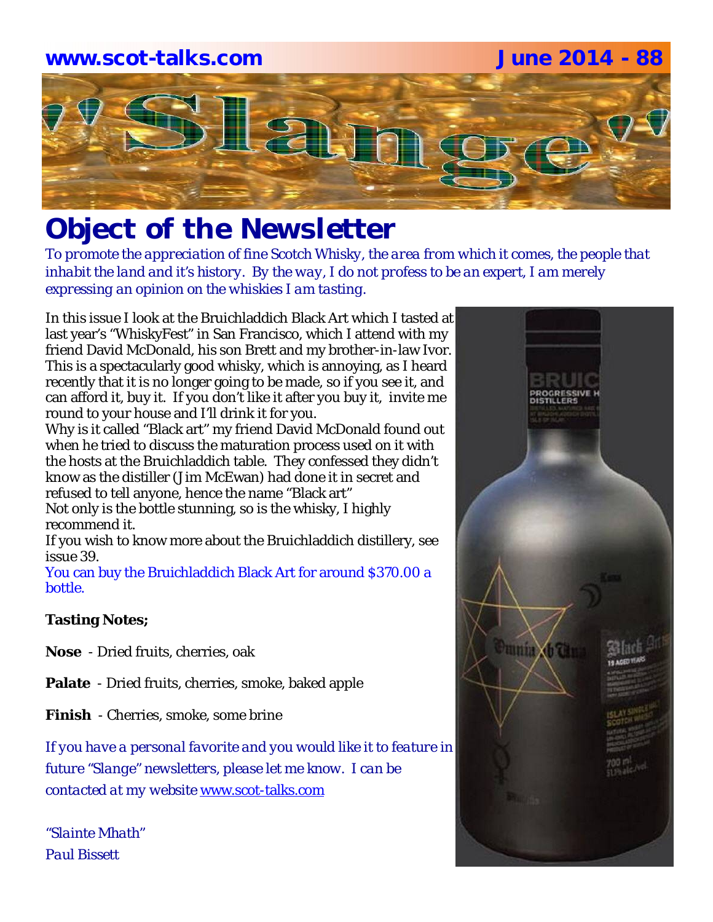www.scot-talks.com June 2014 - 88

# "Slange"

## Object of the Newsletter

*To promote the appreciation of fine Scotch Whisky, the area from which it comes, the people that inhabit the land and it's history. By the way, I do not profess to be an expert, I am merely expressing an opinion on the whiskies I am tasting.*

In this issue I look at the Bruichladdich Black Art which I tasted at last year's "WhiskyFest" in San Francisco, which I attend with my friend David McDonald, his son Brett and my brother-in-law Ivor. This is a spectacularly good whisky, which is annoying, as I heard recently that it is no longer going to be made, so if you see it, and can afford it, buy it. If you don't like it after you buy it, invite me round to your house and I'll drink it for you.

Why is it called "Black art" my friend David McDonald found out when he tried to discuss the maturation process used on it with the hosts at the Bruichladdich table. They confessed they didn't know as the distiller (Jim McEwan) had done it in secret and refused to tell anyone, hence the name "Black art"

Not only is the bottle stunning, so is the whisky, I highly recommend it.

If you wish to know more about the Bruichladdich distillery, see issue 39.

You can buy the Bruichladdich Black Art for around $370.00 a bottle.

**Tasting Notes;**

**Nose** - Dried fruits, cherries, oak

**Palate** - Dried fruits, cherries, smoke, baked apple

**Finish** - Cherries, smoke, some brine

*If you have a personal favorite and you would like it to feature in future "Slange" newsletters, please let me know. I can be contacted at my website www.scot-talks.com*

*"Slainte Mhath"*
*Paul Bissett*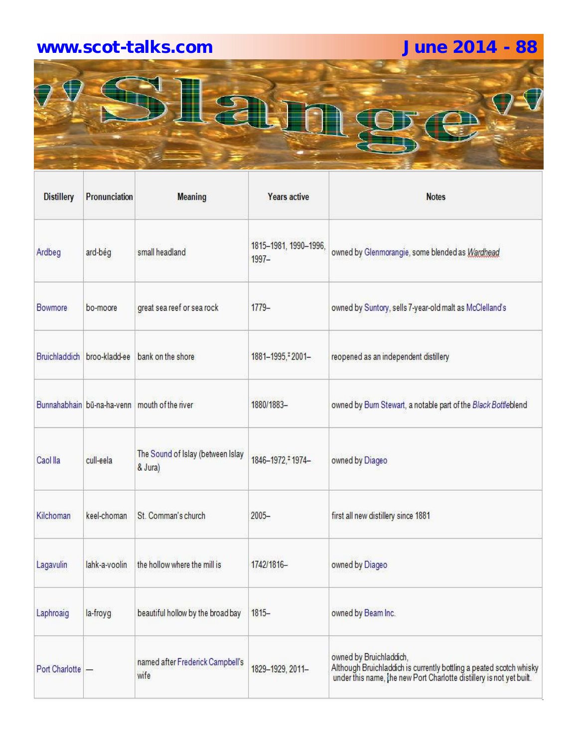| Distillery | Pronunciation | Meaning | Years active | Notes |
|---|---|---|---|---|
| Ardbeg | ard-bég | small headland | 1815–1981, 1990–1996, 1997– | owned by Glenmorangie, some blended as *Wardhead* |
| Bowmore | bo-moore | great sea reef or sea rock | 1779– | owned by Suntory, sells 7-year-old malt as McClelland's |
| Bruichladdich | broo-kladd-ee | bank on the shore | 1881–1995,‡ 2001– | reopened as an independent distillery |
| Bunnahabhain | bū-na-ha-venn | mouth of the river | 1880/1883– | owned by Burn Stewart, a notable part of the *Black Bottle*blend |
| Caol Ila | cull-eela | The Sound of Islay (between Islay & Jura) | 1846–1972,‡ 1974– | owned by Diageo |
| Kilchoman | keel-choman | St. Comman's church | 2005– | first all new distillery since 1881 |
| Lagavulin | lahk-a-voolin | the hollow where the mill is | 1742/1816– | owned by Diageo |
| Laphroaig | la-froyg | beautiful hollow by the broad bay | 1815– | owned by Beam Inc. |
| Port Charlotte | — | named after Frederick Campbell's wife | 1829–1929, 2011– | owned by Bruichladdich, Although Bruichladdich is currently bottling a peated scotch whisky under this name, the new Port Charlotte distillery is not yet built. |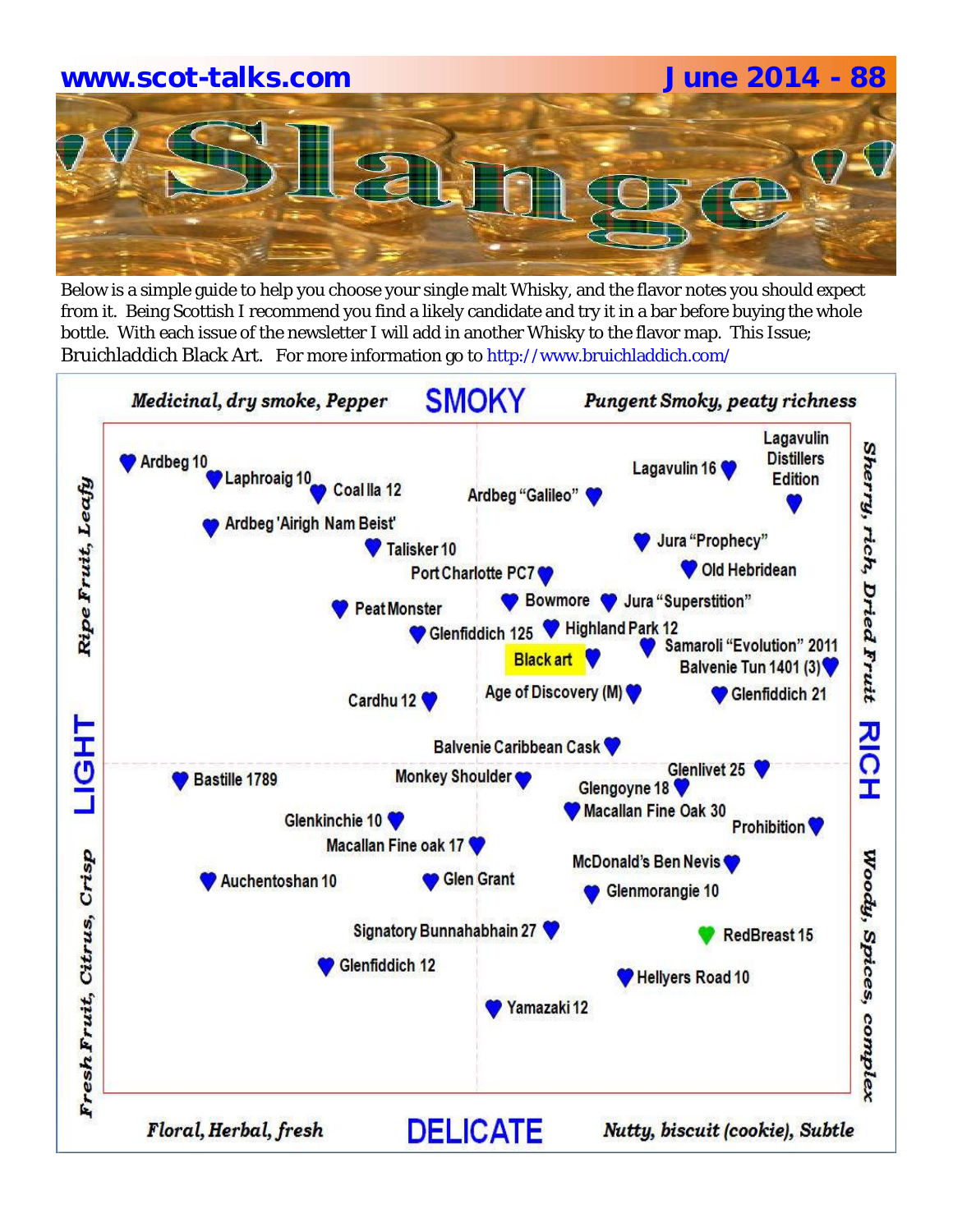# 'Slange'

Below is a simple guide to help you choose your single malt Whisky, and the flavor notes you should expect from it. Being Scottish I recommend you find a likely candidate and try it in a bar before buying the whole bottle. With each issue of the newsletter I will add in another Whisky to the flavor map. This Issue; Bruichladdich Black Art. For more information go to http://www.bruichladdich.com/

**SMOKY**

*Medicinal, dry smoke, Pepper* — *Pungent Smoky, peaty richness*

**LIGHT** — *Ripe Fruit, Leafy* / *Fresh Fruit, Citrus, Crisp*

**RICH** — *Sherry, rich, Dried Fruit* / *Woody, Spices, complex*

**DELICATE**

*Floral, Herbal, fresh* — *Nutty, biscuit (cookie), Subtle*

- Ardbeg 10
- Laphroaig 10
- Coal Ila 12
- Ardbeg 'Airigh Nam Beist'
- Talisker 10
- Ardbeg "Galileo"
- Lagavulin 16
- Lagavulin Distillers Edition
- Jura "Prophecy"
- Old Hebridean
- Port Charlotte PC7
- Peat Monster
- Bowmore
- Jura "Superstition"
- Glenfiddich 125
- Highland Park 12
- Samaroli "Evolution" 2011
- Black art
- Balvenie Tun 1401 (3)
- Cardhu 12
- Age of Discovery (M)
- Glenfiddich 21
- Balvenie Caribbean Cask
- Bastille 1789
- Monkey Shoulder
- Glenlivet 25
- Glengoyne 18
- Macallan Fine Oak 30
- Prohibition
- Glenkinchie 10
- Macallan Fine oak 17
- McDonald's Ben Nevis
- Auchentoshan 10
- Glen Grant
- Glenmorangie 10
- Signatory Bunnahabhain 27
- RedBreast 15
- Glenfiddich 12
- Hellyers Road 10
- Yamazaki 12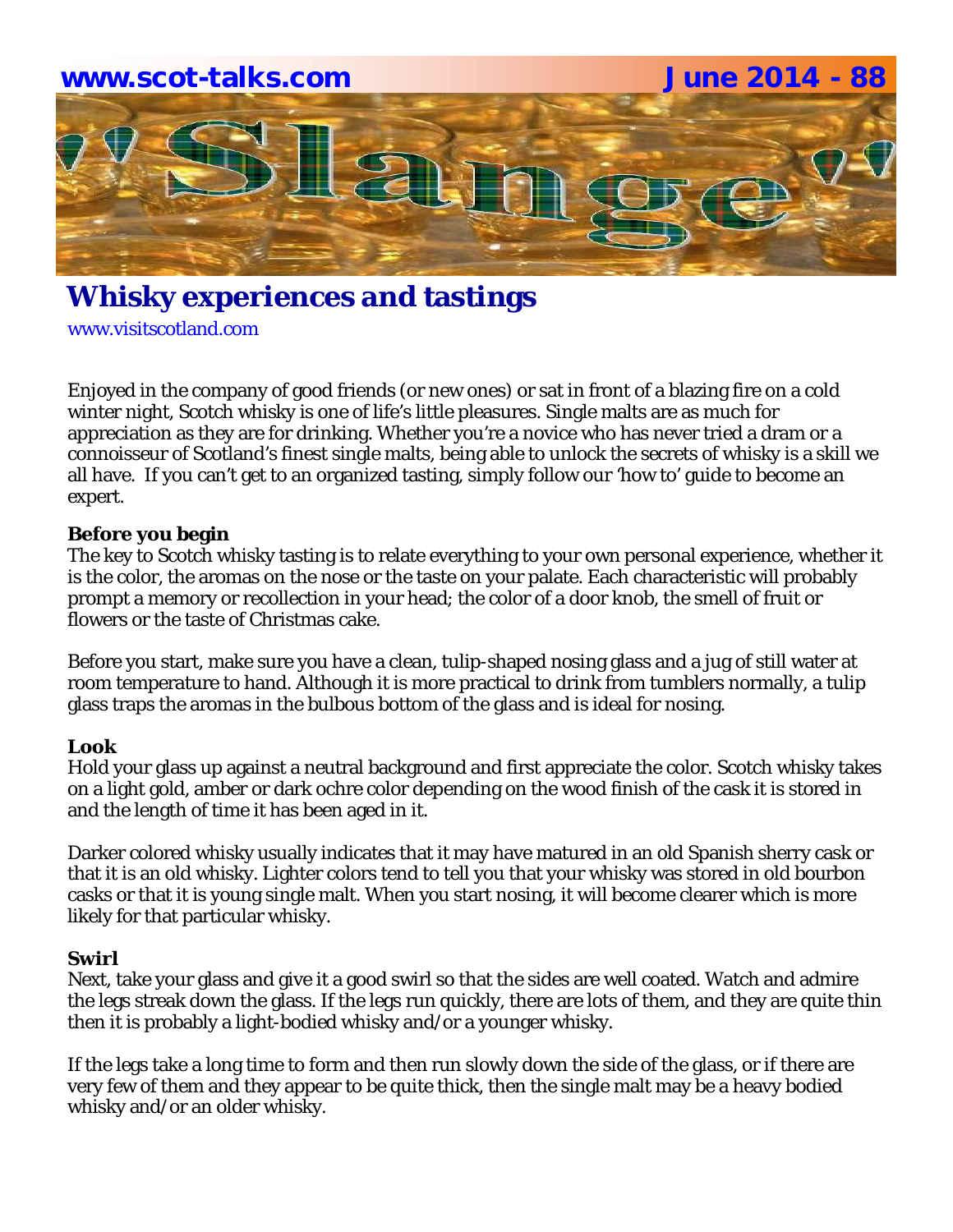## Whisky experiences and tastings

www.visitscotland.com

Enjoyed in the company of good friends (or new ones) or sat in front of a blazing fire on a cold winter night, Scotch whisky is one of life's little pleasures. Single malts are as much for appreciation as they are for drinking. Whether you're a novice who has never tried a dram or a connoisseur of Scotland's finest single malts, being able to unlock the secrets of whisky is a skill we all have. If you can't get to an organized tasting, simply follow our 'how to' guide to become an expert.

**Before you begin**

The key to Scotch whisky tasting is to relate everything to your own personal experience, whether it is the color, the aromas on the nose or the taste on your palate. Each characteristic will probably prompt a memory or recollection in your head; the color of a door knob, the smell of fruit or flowers or the taste of Christmas cake.

Before you start, make sure you have a clean, tulip-shaped nosing glass and a jug of still water at room temperature to hand. Although it is more practical to drink from tumblers normally, a tulip glass traps the aromas in the bulbous bottom of the glass and is ideal for nosing.

**Look**

Hold your glass up against a neutral background and first appreciate the color. Scotch whisky takes on a light gold, amber or dark ochre color depending on the wood finish of the cask it is stored in and the length of time it has been aged in it.

Darker colored whisky usually indicates that it may have matured in an old Spanish sherry cask or that it is an old whisky. Lighter colors tend to tell you that your whisky was stored in old bourbon casks or that it is young single malt. When you start nosing, it will become clearer which is more likely for that particular whisky.

**Swirl**

Next, take your glass and give it a good swirl so that the sides are well coated. Watch and admire the legs streak down the glass. If the legs run quickly, there are lots of them, and they are quite thin then it is probably a light-bodied whisky and/or a younger whisky.

If the legs take a long time to form and then run slowly down the side of the glass, or if there are very few of them and they appear to be quite thick, then the single malt may be a heavy bodied whisky and/or an older whisky.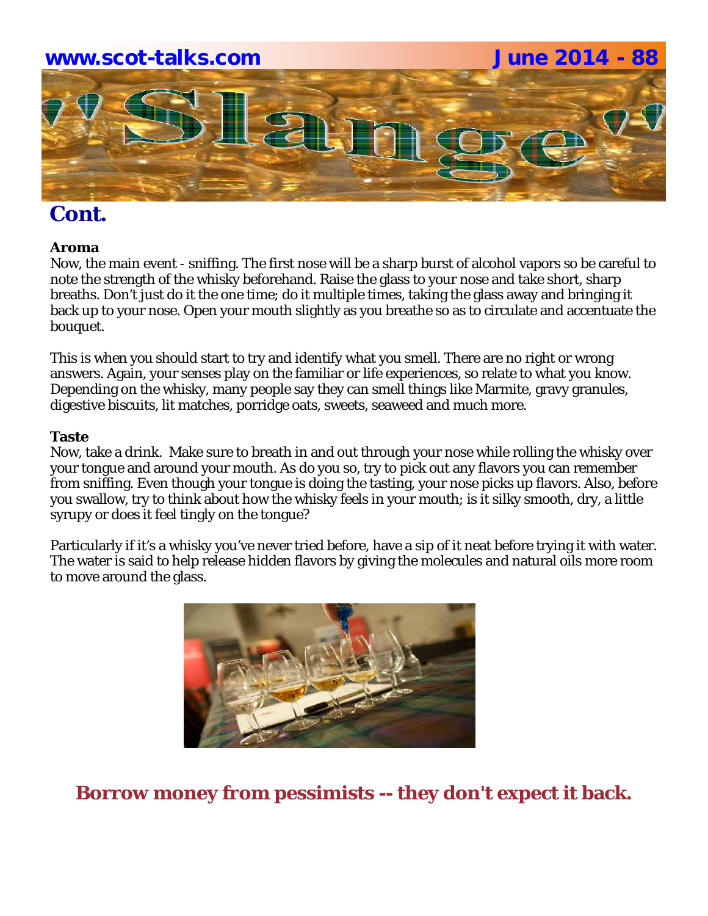## Cont.

**Aroma**

Now, the main event - sniffing. The first nose will be a sharp burst of alcohol vapors so be careful to note the strength of the whisky beforehand. Raise the glass to your nose and take short, sharp breaths. Don't just do it the one time; do it multiple times, taking the glass away and bringing it back up to your nose. Open your mouth slightly as you breathe so as to circulate and accentuate the bouquet.

This is when you should start to try and identify what you smell. There are no right or wrong answers. Again, your senses play on the familiar or life experiences, so relate to what you know. Depending on the whisky, many people say they can smell things like Marmite, gravy granules, digestive biscuits, lit matches, porridge oats, sweets, seaweed and much more.

**Taste**

Now, take a drink. Make sure to breath in and out through your nose while rolling the whisky over your tongue and around your mouth. As do you so, try to pick out any flavors you can remember from sniffing. Even though your tongue is doing the tasting, your nose picks up flavors. Also, before you swallow, try to think about how the whisky feels in your mouth; is it silky smooth, dry, a little syrupy or does it feel tingly on the tongue?

Particularly if it's a whisky you've never tried before, have a sip of it neat before trying it with water. The water is said to help release hidden flavors by giving the molecules and natural oils more room to move around the glass.

**Borrow money from pessimists -- they don't expect it back.**